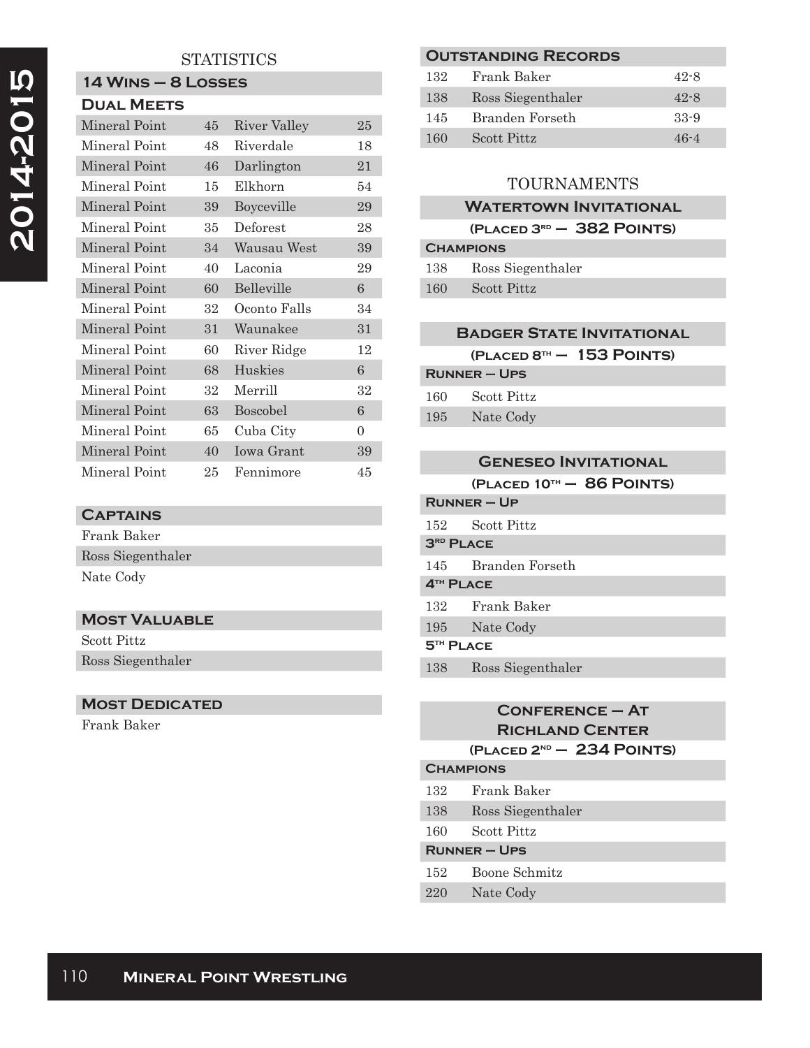# 2014-2015

## STATISTICS

### 14 Wins – 8 Losses

### Dual Meets

| | | | |
|---|---|---|---|
| Mineral Point | 45 | River Valley | 25 |
| Mineral Point | 48 | Riverdale | 18 |
| Mineral Point | 46 | Darlington | 21 |
| Mineral Point | 15 | Elkhorn | 54 |
| Mineral Point | 39 | Boyceville | 29 |
| Mineral Point | 35 | Deforest | 28 |
| Mineral Point | 34 | Wausau West | 39 |
| Mineral Point | 40 | Laconia | 29 |
| Mineral Point | 60 | Belleville | 6 |
| Mineral Point | 32 | Oconto Falls | 34 |
| Mineral Point | 31 | Waunakee | 31 |
| Mineral Point | 60 | River Ridge | 12 |
| Mineral Point | 68 | Huskies | 6 |
| Mineral Point | 32 | Merrill | 32 |
| Mineral Point | 63 | Boscobel | 6 |
| Mineral Point | 65 | Cuba City | 0 |
| Mineral Point | 40 | Iowa Grant | 39 |
| Mineral Point | 25 | Fennimore | 45 |

### Captains

Frank Baker
Ross Siegenthaler
Nate Cody

### Most Valuable

Scott Pittz
Ross Siegenthaler

### Most Dedicated

Frank Baker

### Outstanding Records

| | | |
|---|---|---|
| 132 | Frank Baker | 42-8 |
| 138 | Ross Siegenthaler | 42-8 |
| 145 | Branden Forseth | 33-9 |
| 160 | Scott Pittz | 46-4 |

## TOURNAMENTS

### Watertown Invitational

**(Placed 3rd – 382 Points)**

**Champions**

| | |
|---|---|
| 138 | Ross Siegenthaler |
| 160 | Scott Pittz |

### Badger State Invitational

**(Placed 8th – 153 Points)**

**Runner – Ups**

| | |
|---|---|
| 160 | Scott Pittz |
| 195 | Nate Cody |

### Geneseo Invitational

**(Placed 10th – 86 Points)**

**Runner – Up**

| | |
|---|---|
| 152 | Scott Pittz |

**3rd Place**

| | |
|---|---|
| 145 | Branden Forseth |

**4th Place**

| | |
|---|---|
| 132 | Frank Baker |
| 195 | Nate Cody |

**5th Place**

| | |
|---|---|
| 138 | Ross Siegenthaler |

### Conference – At Richland Center

**(Placed 2nd – 234 Points)**

**Champions**

| | |
|---|---|
| 132 | Frank Baker |
| 138 | Ross Siegenthaler |
| 160 | Scott Pittz |

**Runner – Ups**

| | |
|---|---|
| 152 | Boone Schmitz |
| 220 | Nate Cody |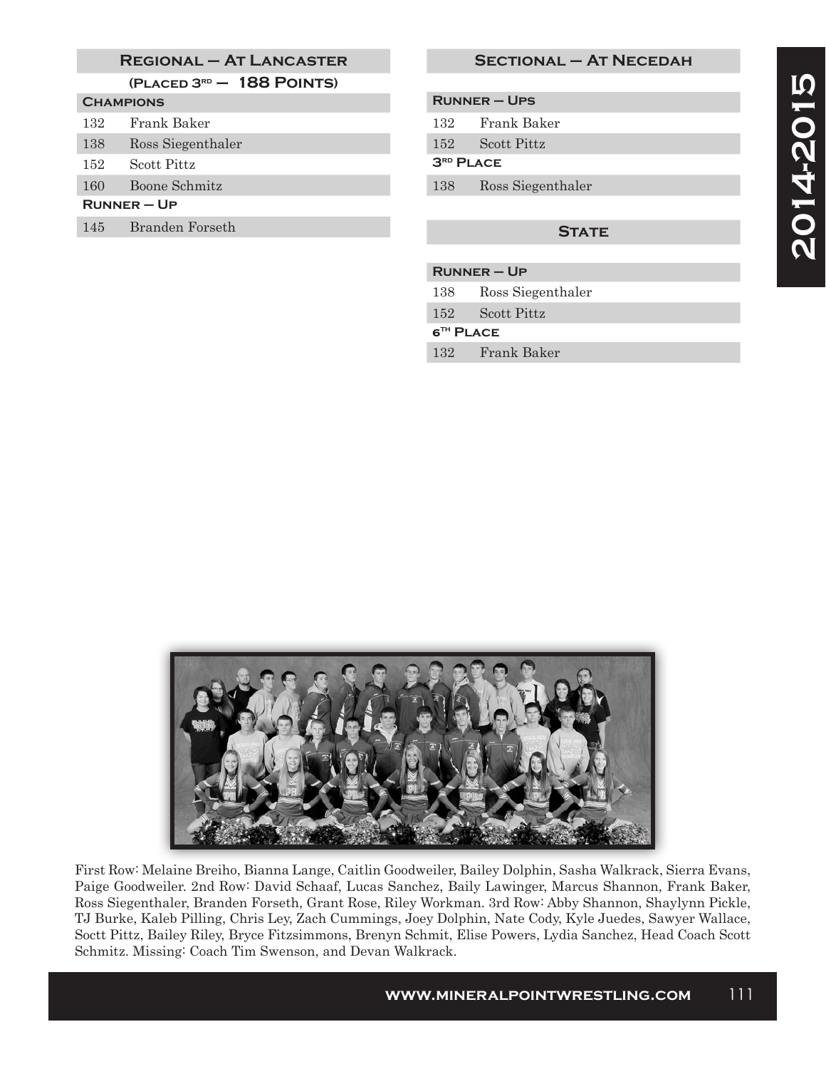## Regional – At Lancaster

**(Placed 3rd – 188 Points)**

| | |
|---|---|
| **Champions** | |
| 132 | Frank Baker |
| 138 | Ross Siegenthaler |
| 152 | Scott Pittz |
| 160 | Boone Schmitz |
| **Runner – Up** | |
| 145 | Branden Forseth |

## Sectional – At Necedah

| | |
|---|---|
| **Runner – Ups** | |
| 132 | Frank Baker |
| 152 | Scott Pittz |
| **3rd Place** | |
| 138 | Ross Siegenthaler |

## State

| | |
|---|---|
| **Runner – Up** | |
| 138 | Ross Siegenthaler |
| 152 | Scott Pittz |
| **6th Place** | |
| 132 | Frank Baker |

First Row: Melaine Breiho, Bianna Lange, Caitlin Goodweiler, Bailey Dolphin, Sasha Walkrack, Sierra Evans, Paige Goodweiler. 2nd Row: David Schaaf, Lucas Sanchez, Baily Lawinger, Marcus Shannon, Frank Baker, Ross Siegenthaler, Branden Forseth, Grant Rose, Riley Workman. 3rd Row: Abby Shannon, Shaylynn Pickle, TJ Burke, Kaleb Pilling, Chris Ley, Zach Cummings, Joey Dolphin, Nate Cody, Kyle Juedes, Sawyer Wallace, Soctt Pittz, Bailey Riley, Bryce Fitzsimmons, Brenyn Schmit, Elise Powers, Lydia Sanchez, Head Coach Scott Schmitz. Missing: Coach Tim Swenson, and Devan Walkrack.